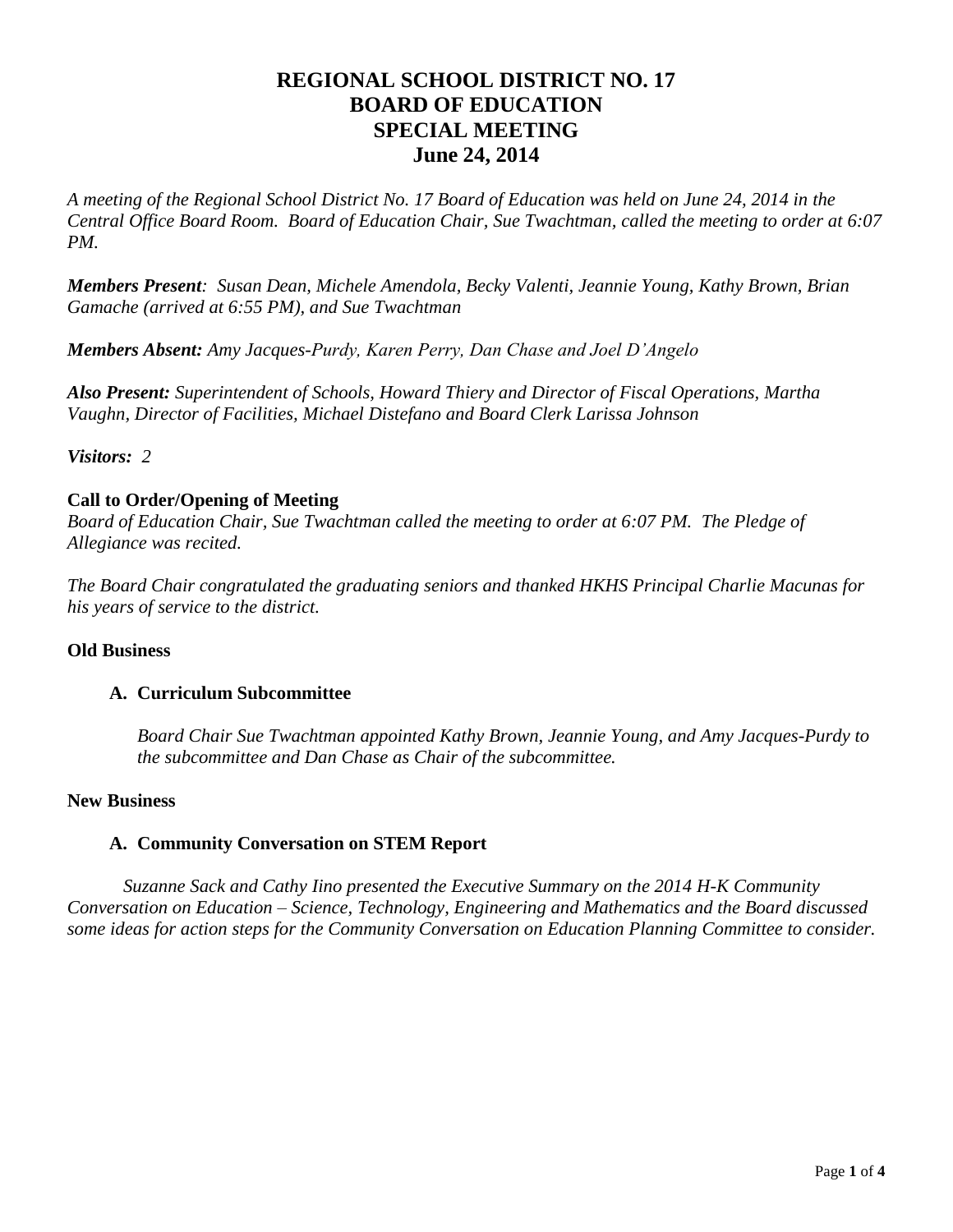# REGIONAL SCHOOL DISTRICT NO. 17
# BOARD OF EDUCATION
# SPECIAL MEETING
# June 24, 2014

*A meeting of the Regional School District No. 17 Board of Education was held on June 24, 2014 in the Central Office Board Room. Board of Education Chair, Sue Twachtman, called the meeting to order at 6:07 PM.*

***Members Present**: Susan Dean, Michele Amendola, Becky Valenti, Jeannie Young, Kathy Brown, Brian Gamache (arrived at 6:55 PM), and Sue Twachtman*

***Members Absent:** Amy Jacques-Purdy, Karen Perry, Dan Chase and Joel D'Angelo*

***Also Present:** Superintendent of Schools, Howard Thiery and Director of Fiscal Operations, Martha Vaughn, Director of Facilities, Michael Distefano and Board Clerk Larissa Johnson*

***Visitors:** 2*

**Call to Order/Opening of Meeting**

*Board of Education Chair, Sue Twachtman called the meeting to order at 6:07 PM. The Pledge of Allegiance was recited.*

*The Board Chair congratulated the graduating seniors and thanked HKHS Principal Charlie Macunas for his years of service to the district.*

**Old Business**

**A. Curriculum Subcommittee**

*Board Chair Sue Twachtman appointed Kathy Brown, Jeannie Young, and Amy Jacques-Purdy to the subcommittee and Dan Chase as Chair of the subcommittee.*

**New Business**

**A. Community Conversation on STEM Report**

*Suzanne Sack and Cathy Iino presented the Executive Summary on the 2014 H-K Community Conversation on Education – Science, Technology, Engineering and Mathematics and the Board discussed some ideas for action steps for the Community Conversation on Education Planning Committee to consider.*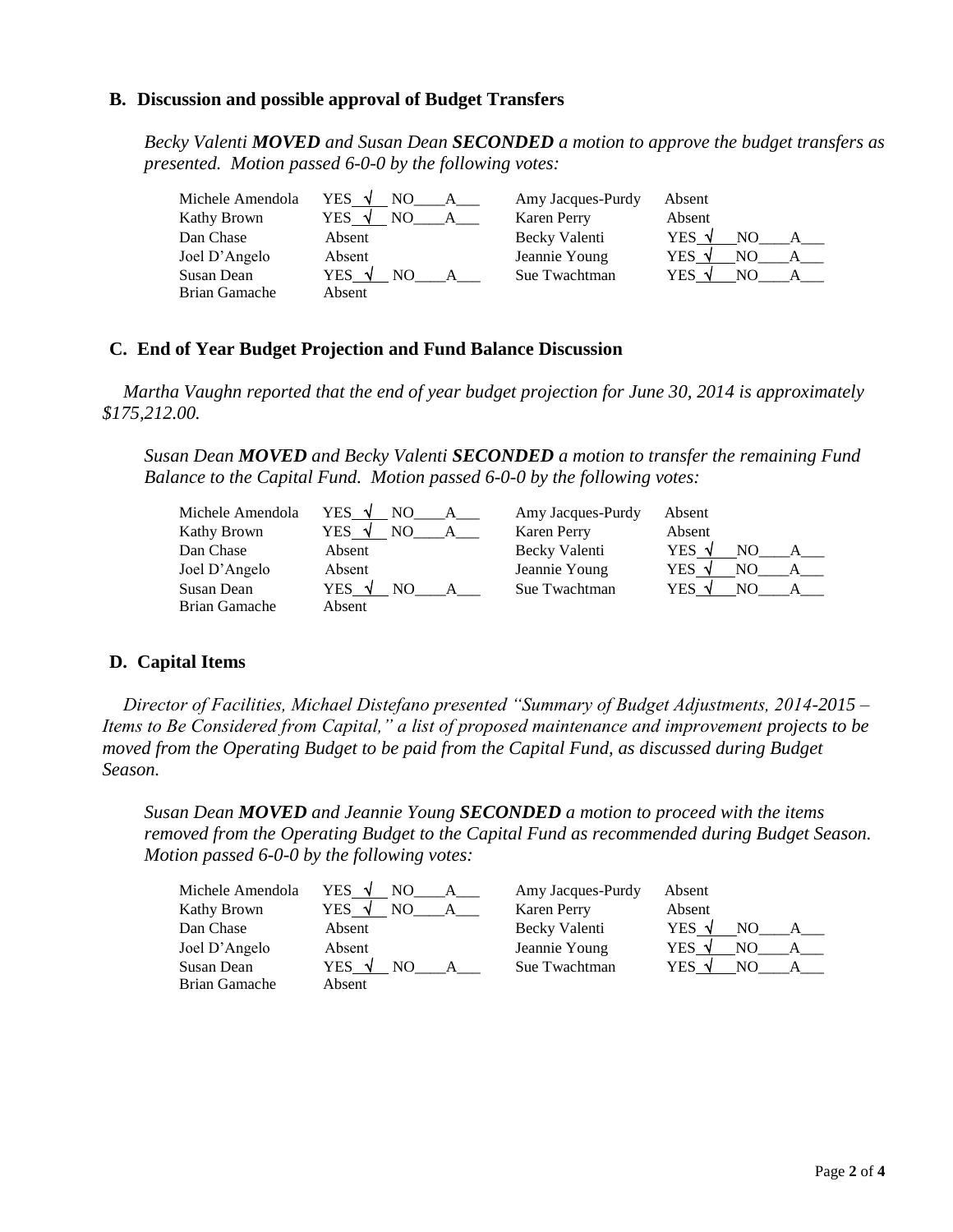### B. Discussion and possible approval of Budget Transfers

*Becky Valenti **MOVED** and Susan Dean **SECONDED** a motion to approve the budget transfers as presented. Motion passed 6-0-0 by the following votes:*

| | | | |
|---|---|---|---|
| Michele Amendola | YES √ NO\_\_\_\_A\_\_\_ | Amy Jacques-Purdy | Absent |
| Kathy Brown | YES √ NO\_\_\_\_A\_\_\_ | Karen Perry | Absent |
| Dan Chase | Absent | Becky Valenti | YES √ NO\_\_\_\_A\_\_\_ |
| Joel D'Angelo | Absent | Jeannie Young | YES √ NO\_\_\_\_A\_\_\_ |
| Susan Dean | YES √ NO\_\_\_\_A\_\_\_ | Sue Twachtman | YES √ NO\_\_\_\_A\_\_\_ |
| Brian Gamache | Absent | | |

### C. End of Year Budget Projection and Fund Balance Discussion

*Martha Vaughn reported that the end of year budget projection for June 30, 2014 is approximately $175,212.00.*

*Susan Dean **MOVED** and Becky Valenti **SECONDED** a motion to transfer the remaining Fund Balance to the Capital Fund. Motion passed 6-0-0 by the following votes:*

| | | | |
|---|---|---|---|
| Michele Amendola | YES √ NO\_\_\_\_A\_\_\_ | Amy Jacques-Purdy | Absent |
| Kathy Brown | YES √ NO\_\_\_\_A\_\_\_ | Karen Perry | Absent |
| Dan Chase | Absent | Becky Valenti | YES √ NO\_\_\_\_A\_\_\_ |
| Joel D'Angelo | Absent | Jeannie Young | YES √ NO\_\_\_\_A\_\_\_ |
| Susan Dean | YES √ NO\_\_\_\_A\_\_\_ | Sue Twachtman | YES √ NO\_\_\_\_A\_\_\_ |
| Brian Gamache | Absent | | |

### D. Capital Items

*Director of Facilities, Michael Distefano presented "Summary of Budget Adjustments, 2014-2015 – Items to Be Considered from Capital," a list of proposed maintenance and improvement projects to be moved from the Operating Budget to be paid from the Capital Fund, as discussed during Budget Season.*

*Susan Dean **MOVED** and Jeannie Young **SECONDED** a motion to proceed with the items removed from the Operating Budget to the Capital Fund as recommended during Budget Season. Motion passed 6-0-0 by the following votes:*

| | | | |
|---|---|---|---|
| Michele Amendola | YES √ NO\_\_\_\_A\_\_\_ | Amy Jacques-Purdy | Absent |
| Kathy Brown | YES √ NO\_\_\_\_A\_\_\_ | Karen Perry | Absent |
| Dan Chase | Absent | Becky Valenti | YES √ NO\_\_\_\_A\_\_\_ |
| Joel D'Angelo | Absent | Jeannie Young | YES √ NO\_\_\_\_A\_\_\_ |
| Susan Dean | YES √ NO\_\_\_\_A\_\_\_ | Sue Twachtman | YES √ NO\_\_\_\_A\_\_\_ |
| Brian Gamache | Absent | | |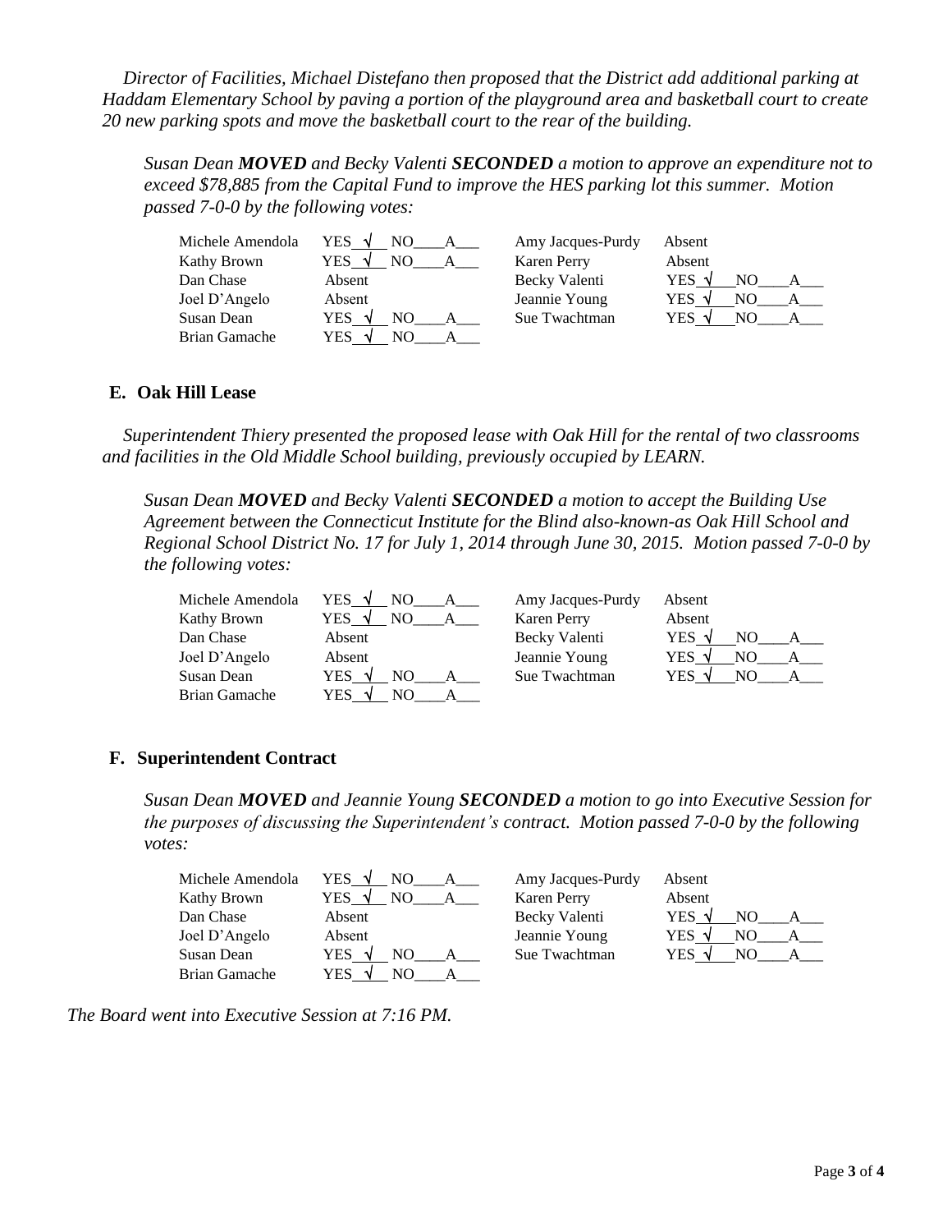*Director of Facilities, Michael Distefano then proposed that the District add additional parking at Haddam Elementary School by paving a portion of the playground area and basketball court to create 20 new parking spots and move the basketball court to the rear of the building.*

*Susan Dean **MOVED** and Becky Valenti **SECONDED** a motion to approve an expenditure not to exceed $78,885 from the Capital Fund to improve the HES parking lot this summer. Motion passed 7-0-0 by the following votes:*

| | | | |
|---|---|---|---|
| Michele Amendola | YES √ NO___ A___ | Amy Jacques-Purdy | Absent |
| Kathy Brown | YES √ NO___ A___ | Karen Perry | Absent |
| Dan Chase | Absent | Becky Valenti | YES √ NO___ A___ |
| Joel D'Angelo | Absent | Jeannie Young | YES √ NO___ A___ |
| Susan Dean | YES √ NO___ A___ | Sue Twachtman | YES √ NO___ A___ |
| Brian Gamache | YES √ NO___ A___ | | |

### E. Oak Hill Lease

*Superintendent Thiery presented the proposed lease with Oak Hill for the rental of two classrooms and facilities in the Old Middle School building, previously occupied by LEARN.*

*Susan Dean **MOVED** and Becky Valenti **SECONDED** a motion to accept the Building Use Agreement between the Connecticut Institute for the Blind also-known-as Oak Hill School and Regional School District No. 17 for July 1, 2014 through June 30, 2015. Motion passed 7-0-0 by the following votes:*

| | | | |
|---|---|---|---|
| Michele Amendola | YES √ NO___ A___ | Amy Jacques-Purdy | Absent |
| Kathy Brown | YES √ NO___ A___ | Karen Perry | Absent |
| Dan Chase | Absent | Becky Valenti | YES √ NO___ A___ |
| Joel D'Angelo | Absent | Jeannie Young | YES √ NO___ A___ |
| Susan Dean | YES √ NO___ A___ | Sue Twachtman | YES √ NO___ A___ |
| Brian Gamache | YES √ NO___ A___ | | |

### F. Superintendent Contract

*Susan Dean **MOVED** and Jeannie Young **SECONDED** a motion to go into Executive Session for the purposes of discussing the Superintendent's contract. Motion passed 7-0-0 by the following votes:*

| | | | |
|---|---|---|---|
| Michele Amendola | YES √ NO___ A___ | Amy Jacques-Purdy | Absent |
| Kathy Brown | YES √ NO___ A___ | Karen Perry | Absent |
| Dan Chase | Absent | Becky Valenti | YES √ NO___ A___ |
| Joel D'Angelo | Absent | Jeannie Young | YES √ NO___ A___ |
| Susan Dean | YES √ NO___ A___ | Sue Twachtman | YES √ NO___ A___ |
| Brian Gamache | YES √ NO___ A___ | | |

*The Board went into Executive Session at 7:16 PM.*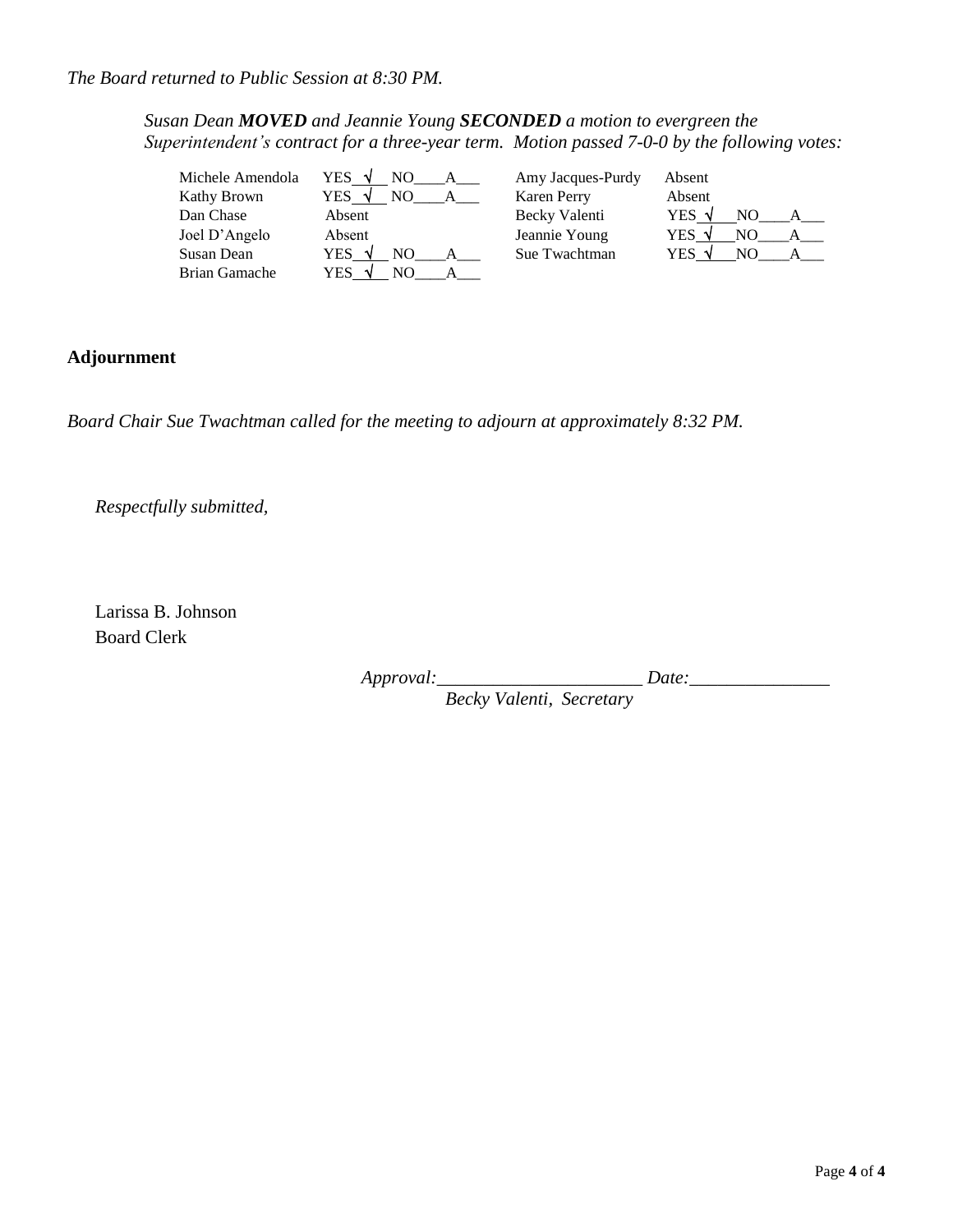*The Board returned to Public Session at 8:30 PM.*

*Susan Dean **MOVED** and Jeannie Young **SECONDED** a motion to evergreen the Superintendent's contract for a three-year term. Motion passed 7-0-0 by the following votes:*

| | | | |
|---|---|---|---|
| Michele Amendola | YES √ NO___ A___ | Amy Jacques-Purdy | Absent |
| Kathy Brown | YES √ NO___ A___ | Karen Perry | Absent |
| Dan Chase | Absent | Becky Valenti | YES √ NO___ A___ |
| Joel D'Angelo | Absent | Jeannie Young | YES √ NO___ A___ |
| Susan Dean | YES √ NO___ A___ | Sue Twachtman | YES √ NO___ A___ |
| Brian Gamache | YES √ NO___ A___ | | |

## Adjournment

*Board Chair Sue Twachtman called for the meeting to adjourn at approximately 8:32 PM.*

*Respectfully submitted,*

Larissa B. Johnson
Board Clerk

*Approval:______________________ Date:_______________*
*Becky Valenti, Secretary*